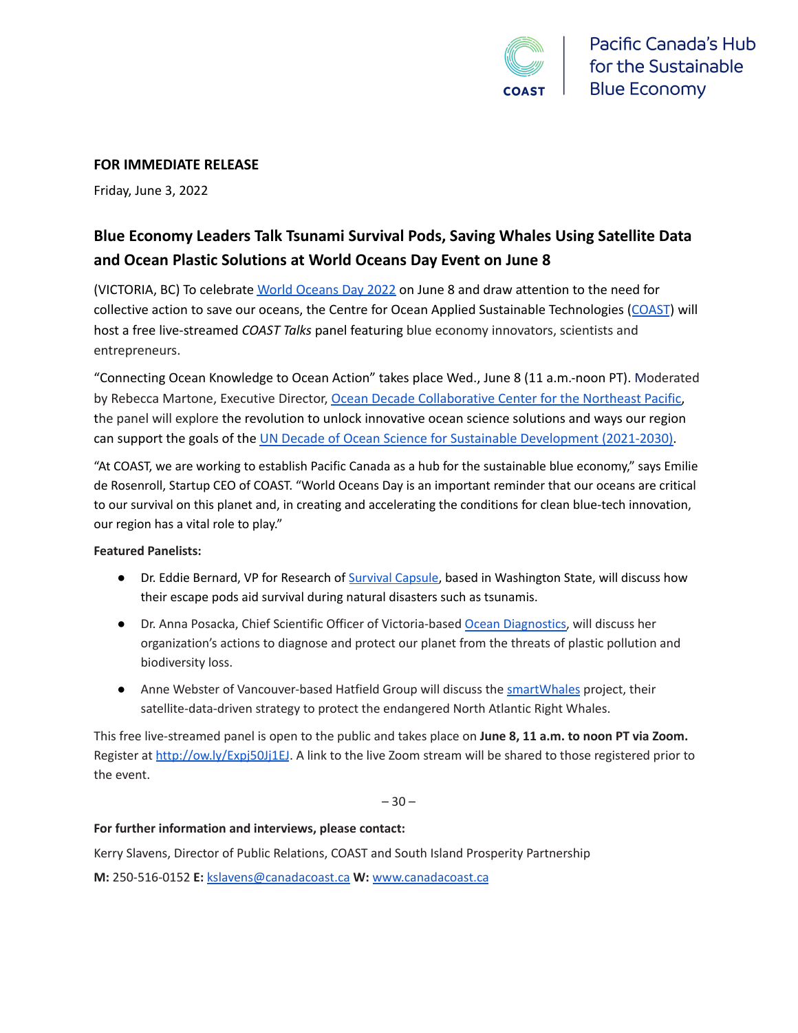Pacific Canada's Hub for the Sustainable Blue Economy

**FOR IMMEDIATE RELEASE**

Friday, June 3, 2022

## Blue Economy Leaders Talk Tsunami Survival Pods, Saving Whales Using Satellite Data and Ocean Plastic Solutions at World Oceans Day Event on June 8

(VICTORIA, BC) To celebrate World Oceans Day 2022 on June 8 and draw attention to the need for collective action to save our oceans, the Centre for Ocean Applied Sustainable Technologies (COAST) will host a free live-streamed *COAST Talks* panel featuring blue economy innovators, scientists and entrepreneurs.

"Connecting Ocean Knowledge to Ocean Action" takes place Wed., June 8 (11 a.m.-noon PT). Moderated by Rebecca Martone, Executive Director, Ocean Decade Collaborative Center for the Northeast Pacific, the panel will explore the revolution to unlock innovative ocean science solutions and ways our region can support the goals of the UN Decade of Ocean Science for Sustainable Development (2021-2030).

"At COAST, we are working to establish Pacific Canada as a hub for the sustainable blue economy," says Emilie de Rosenroll, Startup CEO of COAST. "World Oceans Day is an important reminder that our oceans are critical to our survival on this planet and, in creating and accelerating the conditions for clean blue-tech innovation, our region has a vital role to play."

**Featured Panelists:**

- Dr. Eddie Bernard, VP for Research of Survival Capsule, based in Washington State, will discuss how their escape pods aid survival during natural disasters such as tsunamis.
- Dr. Anna Posacka, Chief Scientific Officer of Victoria-based Ocean Diagnostics, will discuss her organization's actions to diagnose and protect our planet from the threats of plastic pollution and biodiversity loss.
- Anne Webster of Vancouver-based Hatfield Group will discuss the smartWhales project, their satellite-data-driven strategy to protect the endangered North Atlantic Right Whales.

This free live-streamed panel is open to the public and takes place on **June 8, 11 a.m. to noon PT via Zoom.** Register at http://ow.ly/Expj50Jj1EJ. A link to the live Zoom stream will be shared to those registered prior to the event.

– 30 –

**For further information and interviews, please contact:**

Kerry Slavens, Director of Public Relations, COAST and South Island Prosperity Partnership

**M:** 250-516-0152 **E:** kslavens@canadacoast.ca **W:** www.canadacoast.ca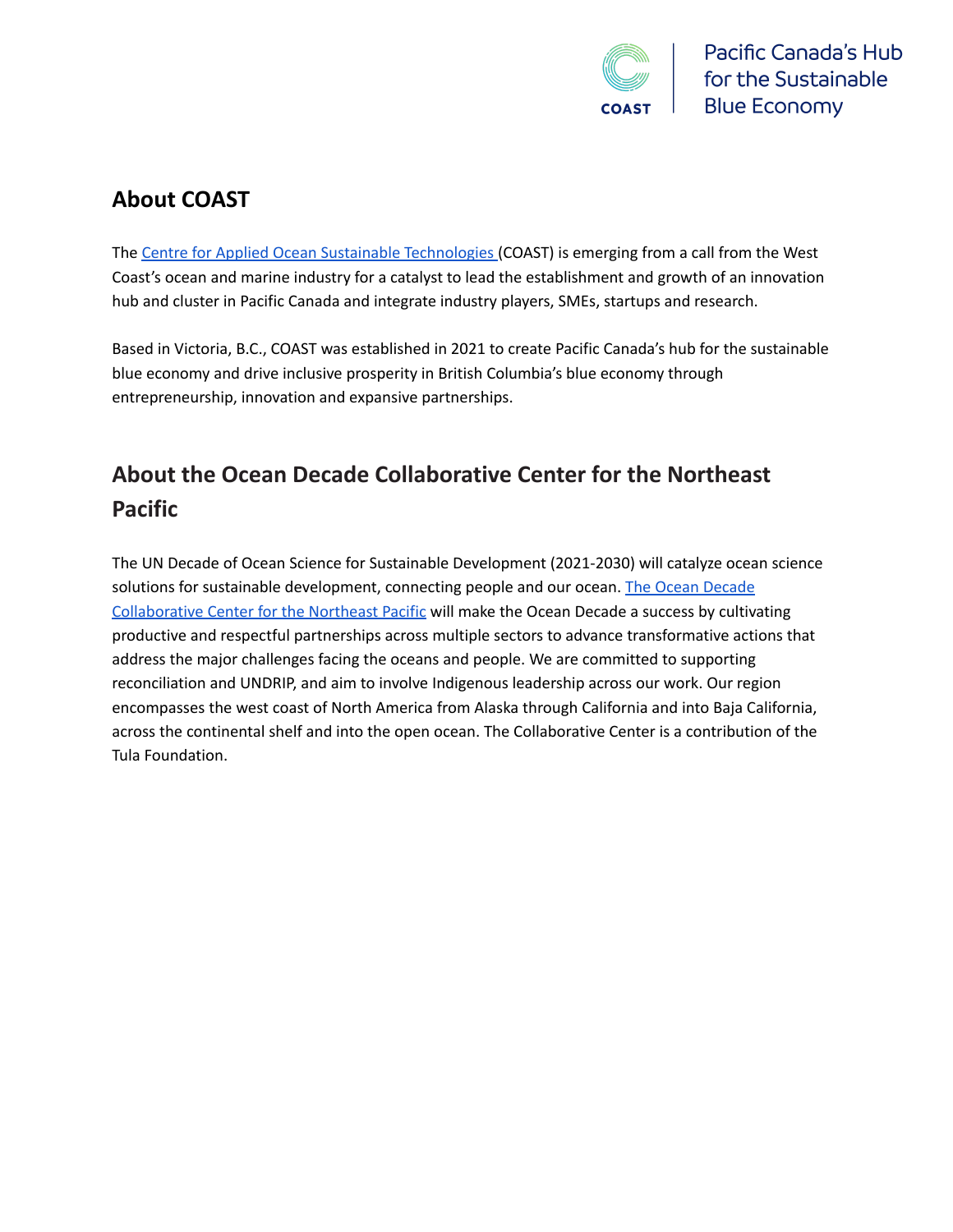## About COAST

The Centre for Applied Ocean Sustainable Technologies (COAST) is emerging from a call from the West Coast's ocean and marine industry for a catalyst to lead the establishment and growth of an innovation hub and cluster in Pacific Canada and integrate industry players, SMEs, startups and research.

Based in Victoria, B.C., COAST was established in 2021 to create Pacific Canada's hub for the sustainable blue economy and drive inclusive prosperity in British Columbia's blue economy through entrepreneurship, innovation and expansive partnerships.

## About the Ocean Decade Collaborative Center for the Northeast Pacific

The UN Decade of Ocean Science for Sustainable Development (2021-2030) will catalyze ocean science solutions for sustainable development, connecting people and our ocean. The Ocean Decade Collaborative Center for the Northeast Pacific will make the Ocean Decade a success by cultivating productive and respectful partnerships across multiple sectors to advance transformative actions that address the major challenges facing the oceans and people. We are committed to supporting reconciliation and UNDRIP, and aim to involve Indigenous leadership across our work. Our region encompasses the west coast of North America from Alaska through California and into Baja California, across the continental shelf and into the open ocean. The Collaborative Center is a contribution of the Tula Foundation.